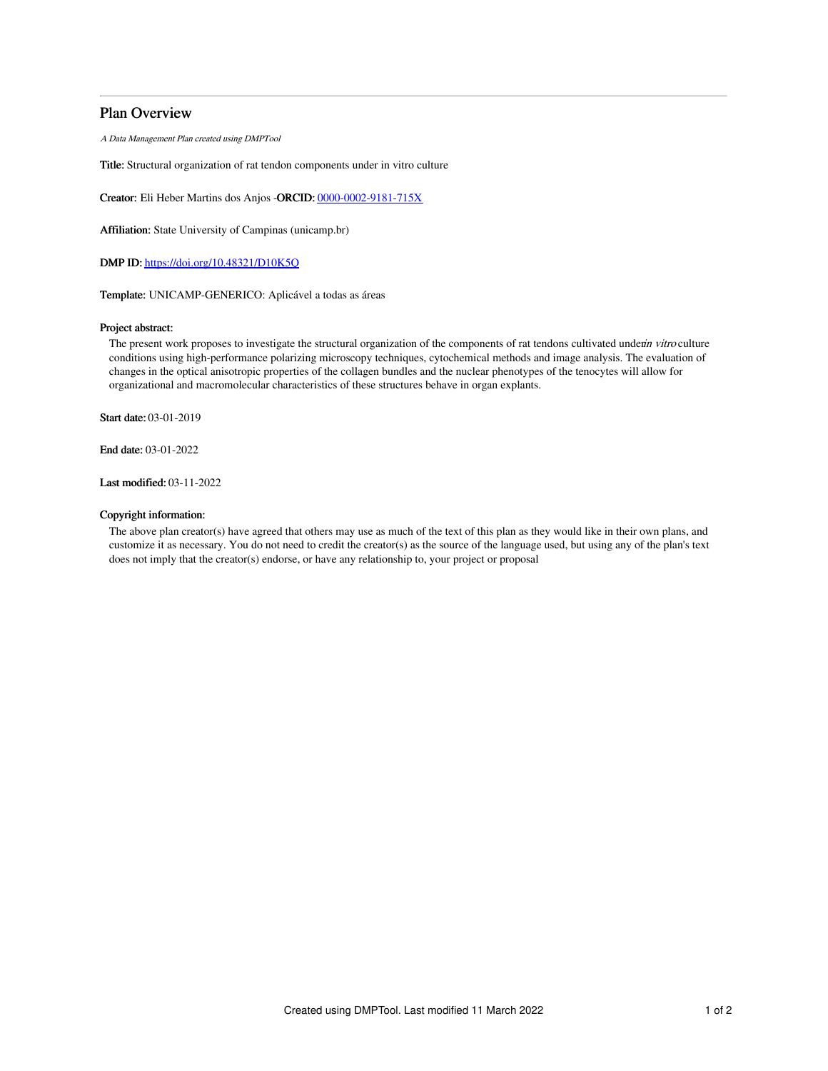# Plan Overview

*A Data Management Plan created using DMPTool*

**Title:** Structural organization of rat tendon components under in vitro culture

**Creator:** Eli Heber Martins dos Anjos -**ORCID:** [0000-0002-9181-715X](https://orcid.org/0000-0002-9181-715X)

**Affiliation:** State University of Campinas (unicamp.br)

**DMP ID:** [https://doi.org/10.48321/D10K5Q](https://doi.org/10.48321/D10K5Q)

**Template:** UNICAMP-GENERICO: Aplicável a todas as áreas

**Project abstract:**

The present work proposes to investigate the structural organization of the components of rat tendons cultivated under *in vitro* culture conditions using high-performance polarizing microscopy techniques, cytochemical methods and image analysis. The evaluation of changes in the optical anisotropic properties of the collagen bundles and the nuclear phenotypes of the tenocytes will allow for organizational and macromolecular characteristics of these structures behave in organ explants.

**Start date:** 03-01-2019

**End date:** 03-01-2022

**Last modified:** 03-11-2022

**Copyright information:**

The above plan creator(s) have agreed that others may use as much of the text of this plan as they would like in their own plans, and customize it as necessary. You do not need to credit the creator(s) as the source of the language used, but using any of the plan's text does not imply that the creator(s) endorse, or have any relationship to, your project or proposal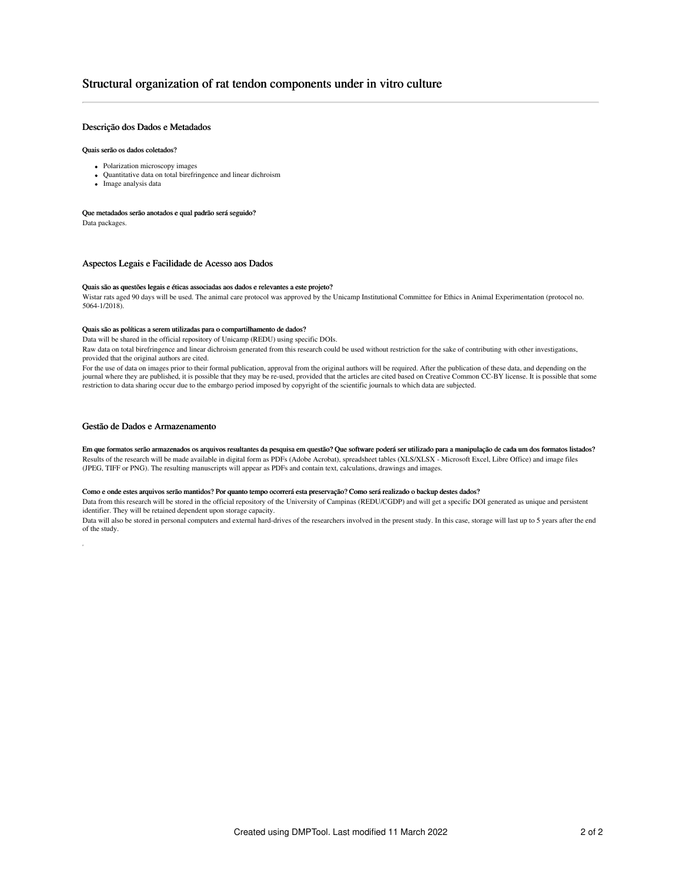# Structural organization of rat tendon components under in vitro culture

## Descrição dos Dados e Metadados

#### Quais serão os dados coletados?

- Polarization microscopy images
- Quantitative data on total birefringence and linear dichroism
- Image analysis data

#### Que metadados serão anotados e qual padrão será seguido?

Data packages.

## Aspectos Legais e Facilidade de Acesso aos Dados

#### Quais são as questões legais e éticas associadas aos dados e relevantes a este projeto?

Wistar rats aged 90 days will be used. The animal care protocol was approved by the Unicamp Institutional Committee for Ethics in Animal Experimentation (protocol no. 5064-1/2018).

#### Quais são as políticas a serem utilizadas para o compartilhamento de dados?

Data will be shared in the official repository of Unicamp (REDU) using specific DOIs.

Raw data on total birefringence and linear dichroism generated from this research could be used without restriction for the sake of contributing with other investigations, provided that the original authors are cited.

For the use of data on images prior to their formal publication, approval from the original authors will be required. After the publication of these data, and depending on the journal where they are published, it is possible that they may be re-used, provided that the articles are cited based on Creative Common CC-BY license. It is possible that some restriction to data sharing occur due to the embargo period imposed by copyright of the scientific journals to which data are subjected.

## Gestão de Dados e Armazenamento

#### Em que formatos serão armazenados os arquivos resultantes da pesquisa em questão? Que software poderá ser utilizado para a manipulação de cada um dos formatos listados?

Results of the research will be made available in digital form as PDFs (Adobe Acrobat), spreadsheet tables (XLS/XLSX - Microsoft Excel, Libre Office) and image files (JPEG, TIFF or PNG). The resulting manuscripts will appear as PDFs and contain text, calculations, drawings and images.

#### Como e onde estes arquivos serão mantidos? Por quanto tempo ocorrerá esta preservação? Como será realizado o backup destes dados?

Data from this research will be stored in the official repository of the University of Campinas (REDU/CGDP) and will get a specific DOI generated as unique and persistent identifier. They will be retained dependent upon storage capacity.

Data will also be stored in personal computers and external hard-drives of the researchers involved in the present study. In this case, storage will last up to 5 years after the end of the study.